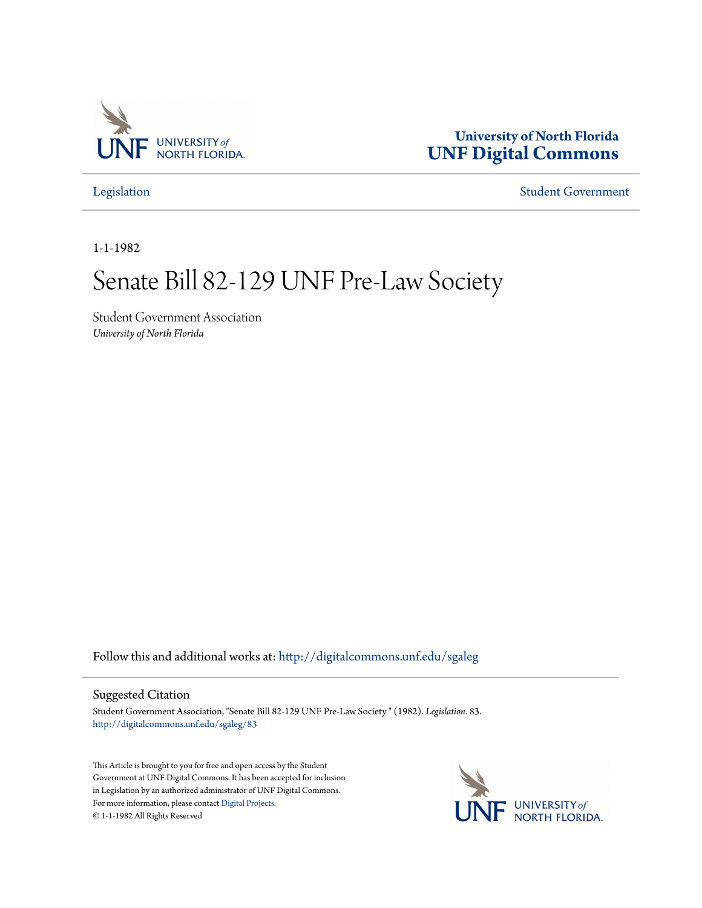University of North Florida
**UNF Digital Commons**

Legislation | Student Government

1-1-1982

# Senate Bill 82-129 UNF Pre-Law Society

Student Government Association
*University of North Florida*

Follow this and additional works at: http://digitalcommons.unf.edu/sgaleg

## Suggested Citation

Student Government Association, "Senate Bill 82-129 UNF Pre-Law Society " (1982). *Legislation*. 83.
http://digitalcommons.unf.edu/sgaleg/83

This Article is brought to you for free and open access by the Student Government at UNF Digital Commons. It has been accepted for inclusion in Legislation by an authorized administrator of UNF Digital Commons. For more information, please contact Digital Projects.
© 1-1-1982 All Rights Reserved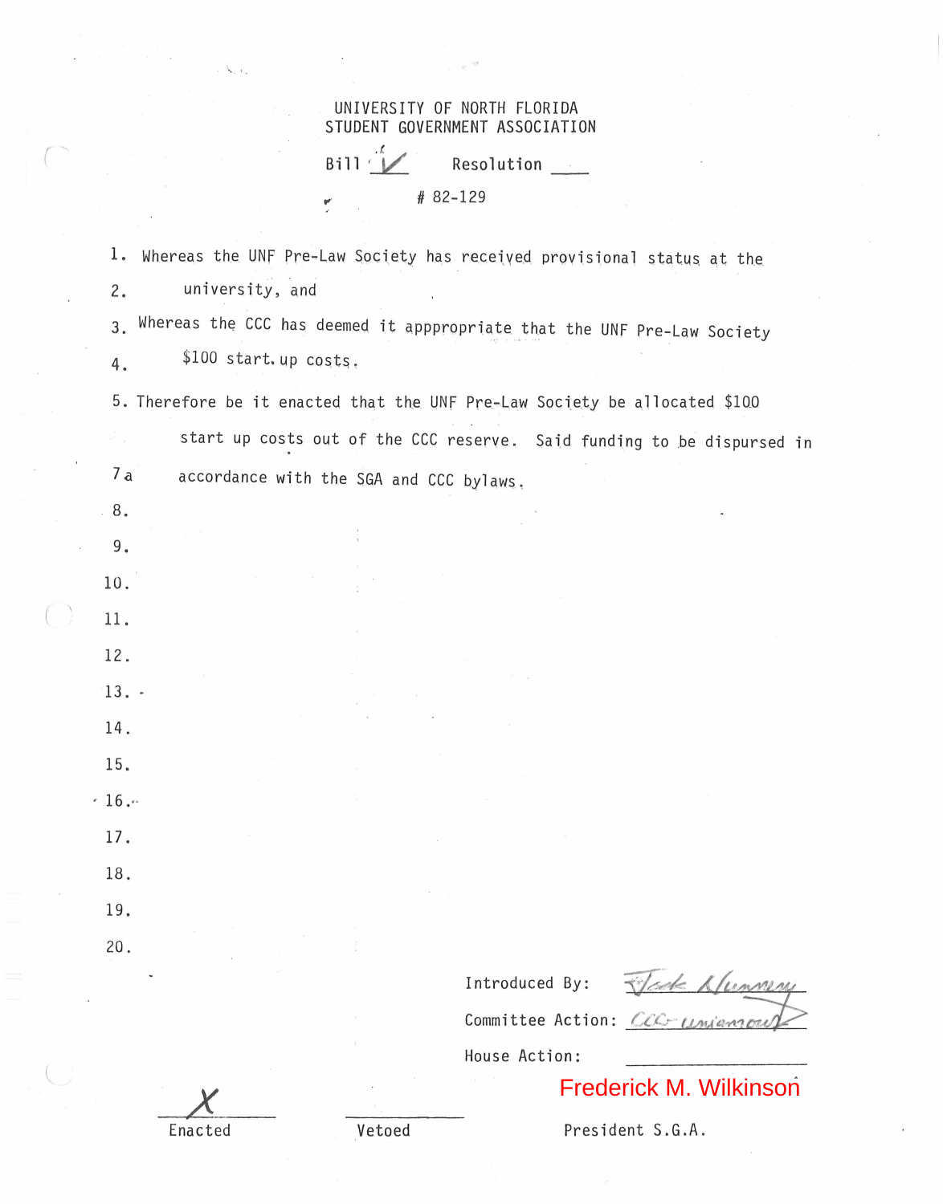UNIVERSITY OF NORTH FLORIDA
STUDENT GOVERNMENT ASSOCIATION

Bill ✓ Resolution ___

# 82-129

1. Whereas the UNF Pre-Law Society has received provisional status at the
2. university, and
3. Whereas the CCC has deemed it apppropriate that the UNF Pre-Law Society
4. $100 start up costs.
5. Therefore be it enacted that the UNF Pre-Law Society be allocated $100 start up costs out of the CCC reserve. Said funding to be dispursed in
7. accordance with the SGA and CCC bylaws.
8.
9.
10.
11.
12.
13.
14.
15.
16.
17.
18.
19.
20.

Introduced By: Jack Nunnery

Committee Action: CCC unanimous

House Action: ______

X Enacted

______ Vetoed

Frederick M. Wilkinson
President S.G.A.